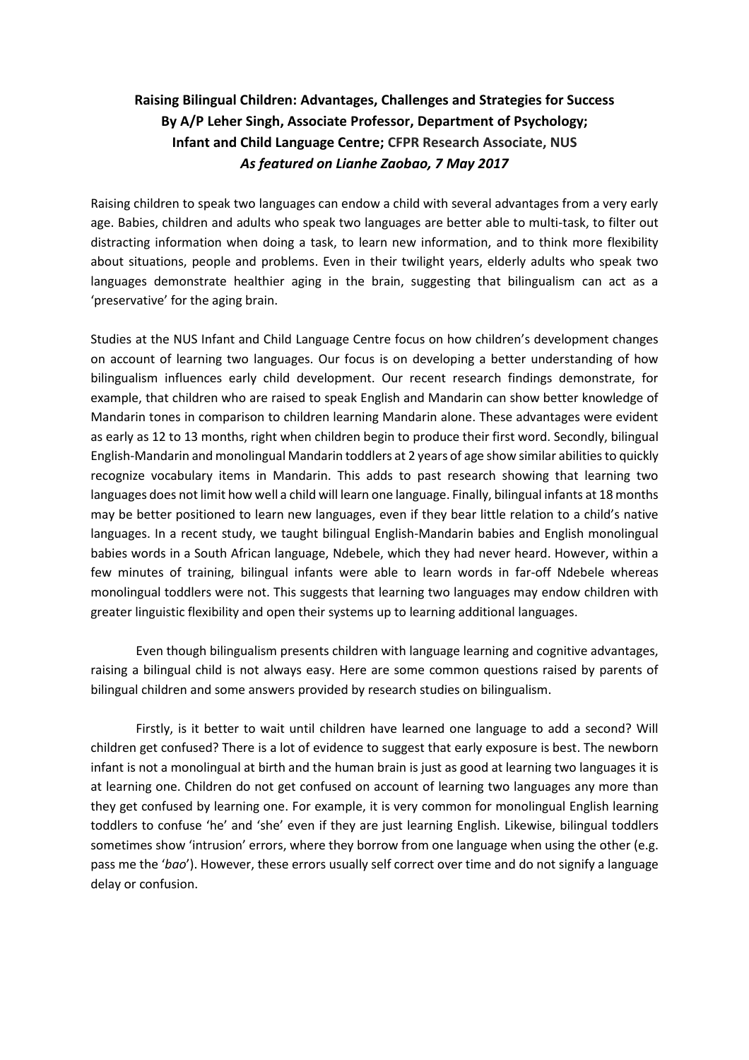# Raising Bilingual Children: Advantages, Challenges and Strategies for Success

**By A/P Leher Singh, Associate Professor, Department of Psychology; Infant and Child Language Centre; CFPR Research Associate, NUS**

***As featured on Lianhe Zaobao, 7 May 2017***

Raising children to speak two languages can endow a child with several advantages from a very early age. Babies, children and adults who speak two languages are better able to multi-task, to filter out distracting information when doing a task, to learn new information, and to think more flexibility about situations, people and problems. Even in their twilight years, elderly adults who speak two languages demonstrate healthier aging in the brain, suggesting that bilingualism can act as a 'preservative' for the aging brain.

Studies at the NUS Infant and Child Language Centre focus on how children's development changes on account of learning two languages. Our focus is on developing a better understanding of how bilingualism influences early child development. Our recent research findings demonstrate, for example, that children who are raised to speak English and Mandarin can show better knowledge of Mandarin tones in comparison to children learning Mandarin alone. These advantages were evident as early as 12 to 13 months, right when children begin to produce their first word. Secondly, bilingual English-Mandarin and monolingual Mandarin toddlers at 2 years of age show similar abilities to quickly recognize vocabulary items in Mandarin. This adds to past research showing that learning two languages does not limit how well a child will learn one language. Finally, bilingual infants at 18 months may be better positioned to learn new languages, even if they bear little relation to a child's native languages. In a recent study, we taught bilingual English-Mandarin babies and English monolingual babies words in a South African language, Ndebele, which they had never heard. However, within a few minutes of training, bilingual infants were able to learn words in far-off Ndebele whereas monolingual toddlers were not. This suggests that learning two languages may endow children with greater linguistic flexibility and open their systems up to learning additional languages.

Even though bilingualism presents children with language learning and cognitive advantages, raising a bilingual child is not always easy. Here are some common questions raised by parents of bilingual children and some answers provided by research studies on bilingualism.

Firstly, is it better to wait until children have learned one language to add a second? Will children get confused? There is a lot of evidence to suggest that early exposure is best. The newborn infant is not a monolingual at birth and the human brain is just as good at learning two languages it is at learning one. Children do not get confused on account of learning two languages any more than they get confused by learning one. For example, it is very common for monolingual English learning toddlers to confuse 'he' and 'she' even if they are just learning English. Likewise, bilingual toddlers sometimes show 'intrusion' errors, where they borrow from one language when using the other (e.g. pass me the '*bao*'). However, these errors usually self correct over time and do not signify a language delay or confusion.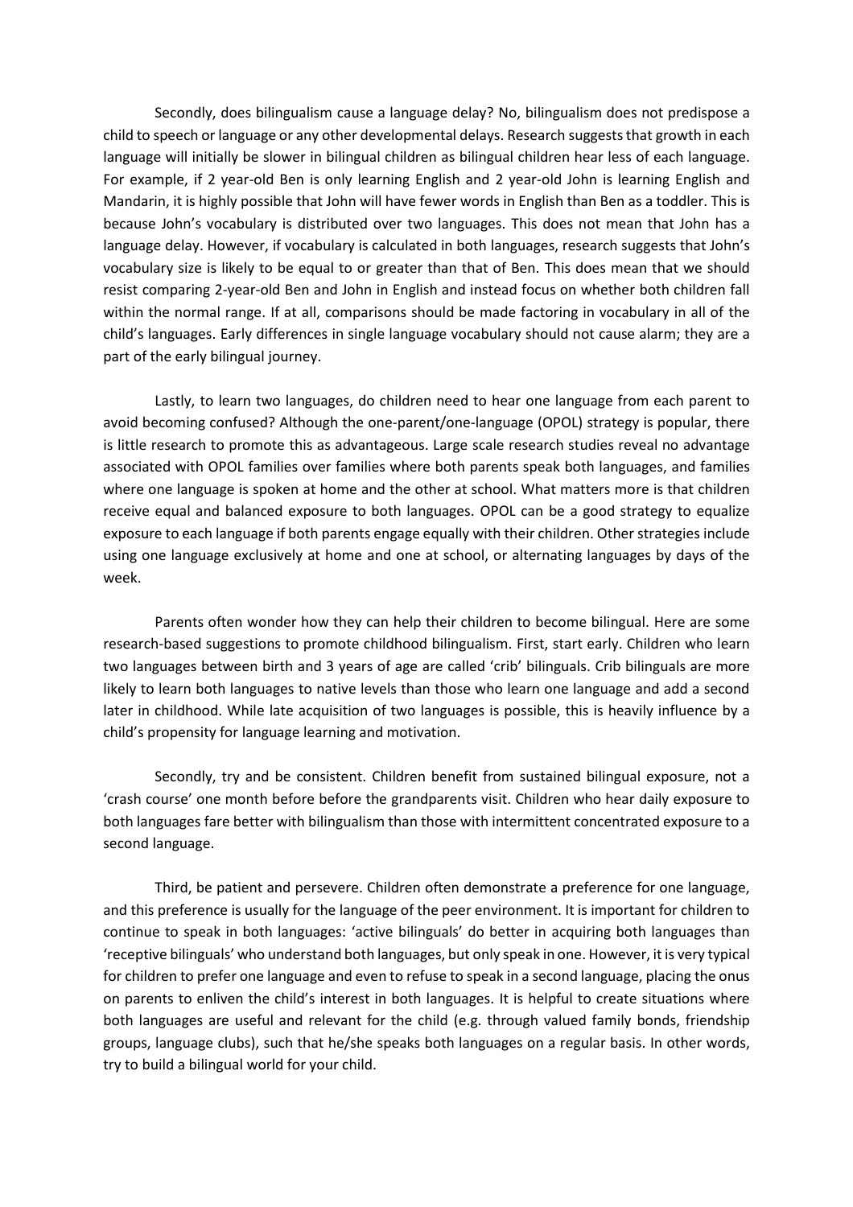Secondly, does bilingualism cause a language delay? No, bilingualism does not predispose a child to speech or language or any other developmental delays. Research suggests that growth in each language will initially be slower in bilingual children as bilingual children hear less of each language. For example, if 2 year-old Ben is only learning English and 2 year-old John is learning English and Mandarin, it is highly possible that John will have fewer words in English than Ben as a toddler. This is because John's vocabulary is distributed over two languages. This does not mean that John has a language delay. However, if vocabulary is calculated in both languages, research suggests that John's vocabulary size is likely to be equal to or greater than that of Ben. This does mean that we should resist comparing 2-year-old Ben and John in English and instead focus on whether both children fall within the normal range. If at all, comparisons should be made factoring in vocabulary in all of the child's languages. Early differences in single language vocabulary should not cause alarm; they are a part of the early bilingual journey.

Lastly, to learn two languages, do children need to hear one language from each parent to avoid becoming confused? Although the one-parent/one-language (OPOL) strategy is popular, there is little research to promote this as advantageous. Large scale research studies reveal no advantage associated with OPOL families over families where both parents speak both languages, and families where one language is spoken at home and the other at school. What matters more is that children receive equal and balanced exposure to both languages. OPOL can be a good strategy to equalize exposure to each language if both parents engage equally with their children. Other strategies include using one language exclusively at home and one at school, or alternating languages by days of the week.

Parents often wonder how they can help their children to become bilingual. Here are some research-based suggestions to promote childhood bilingualism. First, start early. Children who learn two languages between birth and 3 years of age are called 'crib' bilinguals. Crib bilinguals are more likely to learn both languages to native levels than those who learn one language and add a second later in childhood. While late acquisition of two languages is possible, this is heavily influence by a child's propensity for language learning and motivation.

Secondly, try and be consistent. Children benefit from sustained bilingual exposure, not a 'crash course' one month before before the grandparents visit. Children who hear daily exposure to both languages fare better with bilingualism than those with intermittent concentrated exposure to a second language.

Third, be patient and persevere. Children often demonstrate a preference for one language, and this preference is usually for the language of the peer environment. It is important for children to continue to speak in both languages: 'active bilinguals' do better in acquiring both languages than 'receptive bilinguals' who understand both languages, but only speak in one. However, it is very typical for children to prefer one language and even to refuse to speak in a second language, placing the onus on parents to enliven the child's interest in both languages. It is helpful to create situations where both languages are useful and relevant for the child (e.g. through valued family bonds, friendship groups, language clubs), such that he/she speaks both languages on a regular basis. In other words, try to build a bilingual world for your child.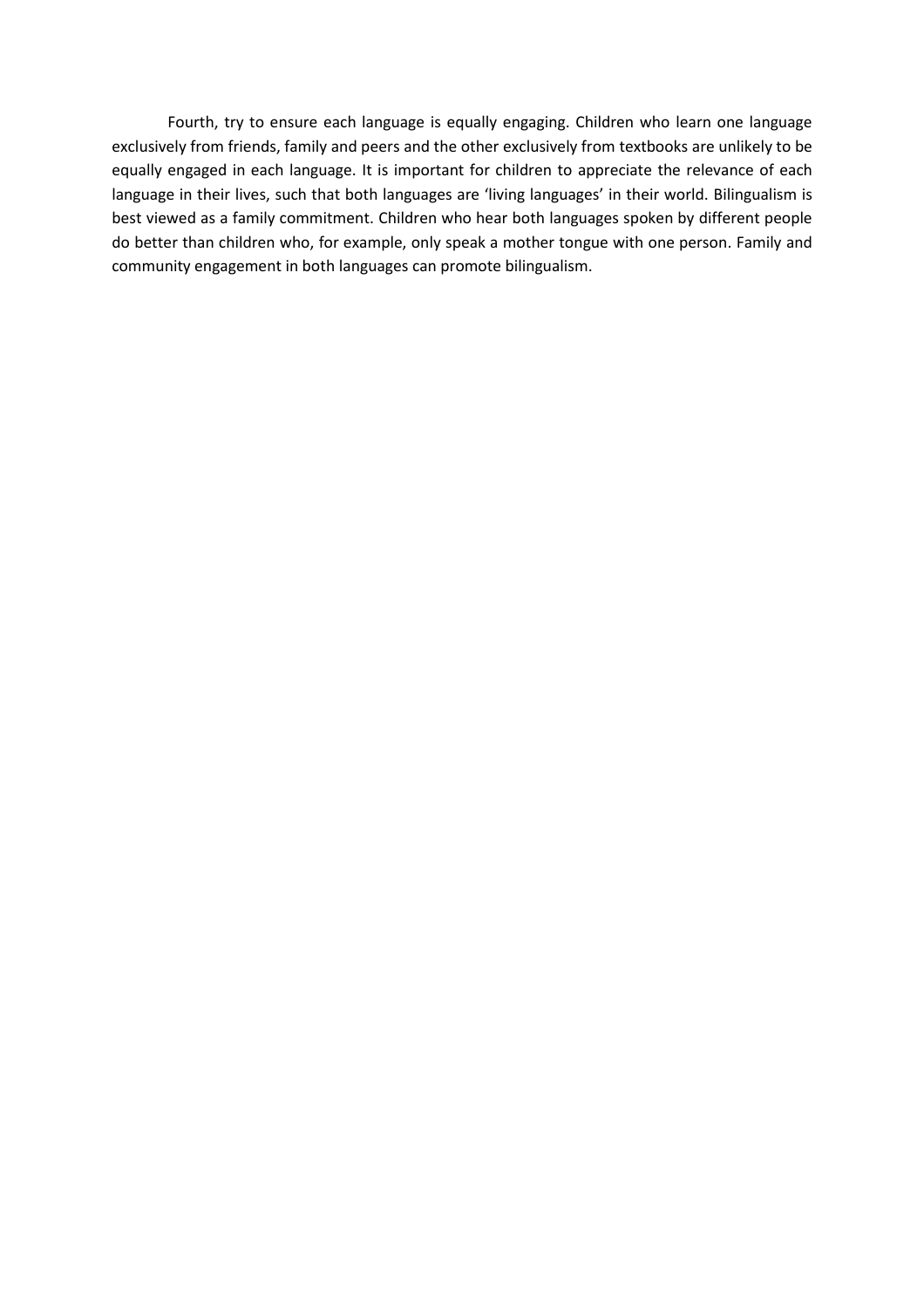Fourth, try to ensure each language is equally engaging. Children who learn one language exclusively from friends, family and peers and the other exclusively from textbooks are unlikely to be equally engaged in each language. It is important for children to appreciate the relevance of each language in their lives, such that both languages are 'living languages' in their world. Bilingualism is best viewed as a family commitment. Children who hear both languages spoken by different people do better than children who, for example, only speak a mother tongue with one person. Family and community engagement in both languages can promote bilingualism.